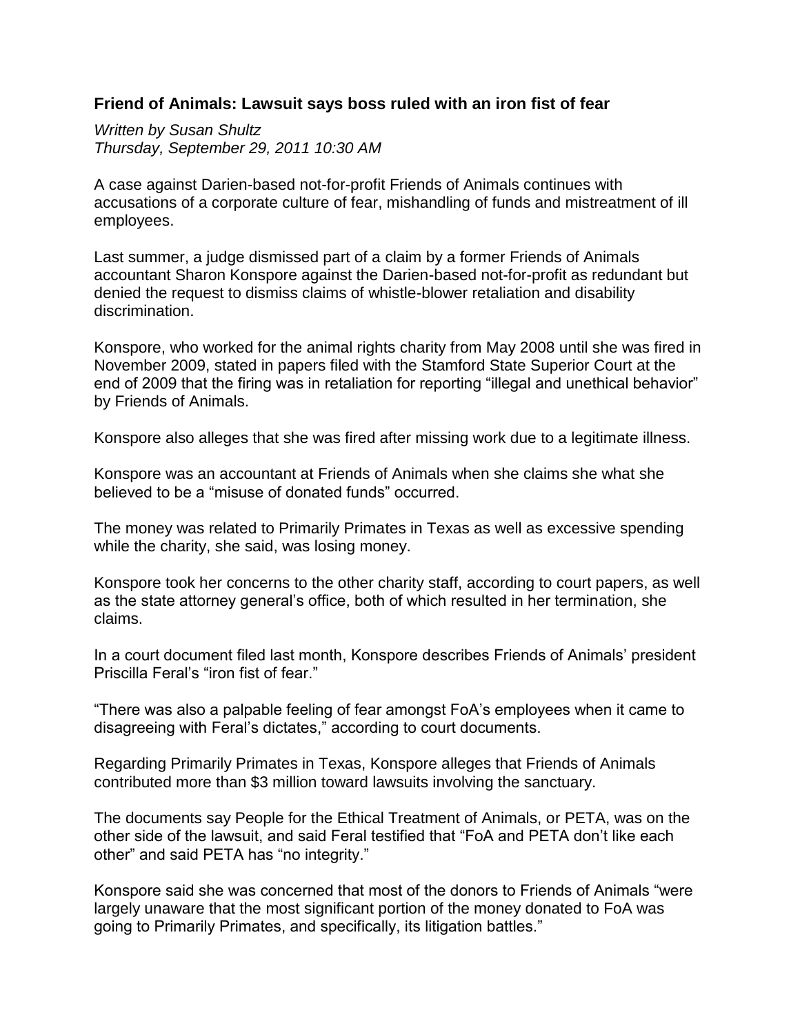**Friend of Animals: Lawsuit says boss ruled with an iron fist of fear**

*Written by Susan Shultz*
*Thursday, September 29, 2011 10:30 AM*

A case against Darien-based not-for-profit Friends of Animals continues with accusations of a corporate culture of fear, mishandling of funds and mistreatment of ill employees.

Last summer, a judge dismissed part of a claim by a former Friends of Animals accountant Sharon Konspore against the Darien-based not-for-profit as redundant but denied the request to dismiss claims of whistle-blower retaliation and disability discrimination.

Konspore, who worked for the animal rights charity from May 2008 until she was fired in November 2009, stated in papers filed with the Stamford State Superior Court at the end of 2009 that the firing was in retaliation for reporting "illegal and unethical behavior" by Friends of Animals.

Konspore also alleges that she was fired after missing work due to a legitimate illness.

Konspore was an accountant at Friends of Animals when she claims she what she believed to be a "misuse of donated funds" occurred.

The money was related to Primarily Primates in Texas as well as excessive spending while the charity, she said, was losing money.

Konspore took her concerns to the other charity staff, according to court papers, as well as the state attorney general's office, both of which resulted in her termination, she claims.

In a court document filed last month, Konspore describes Friends of Animals' president Priscilla Feral's "iron fist of fear."

"There was also a palpable feeling of fear amongst FoA's employees when it came to disagreeing with Feral's dictates," according to court documents.

Regarding Primarily Primates in Texas, Konspore alleges that Friends of Animals contributed more than $3 million toward lawsuits involving the sanctuary.

The documents say People for the Ethical Treatment of Animals, or PETA, was on the other side of the lawsuit, and said Feral testified that "FoA and PETA don't like each other" and said PETA has "no integrity."

Konspore said she was concerned that most of the donors to Friends of Animals "were largely unaware that the most significant portion of the money donated to FoA was going to Primarily Primates, and specifically, its litigation battles."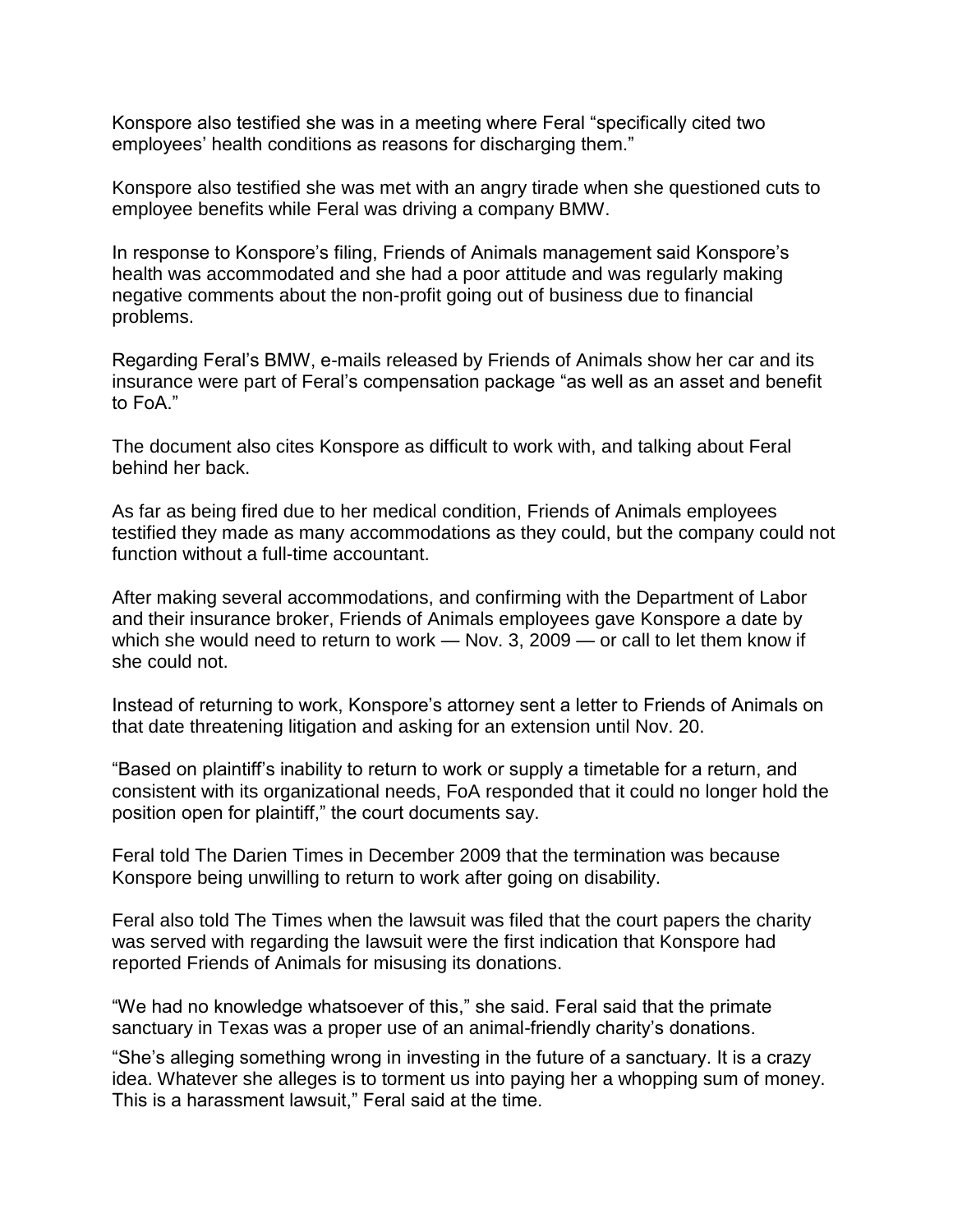Konspore also testified she was in a meeting where Feral "specifically cited two employees' health conditions as reasons for discharging them."

Konspore also testified she was met with an angry tirade when she questioned cuts to employee benefits while Feral was driving a company BMW.

In response to Konspore's filing, Friends of Animals management said Konspore's health was accommodated and she had a poor attitude and was regularly making negative comments about the non-profit going out of business due to financial problems.

Regarding Feral's BMW, e-mails released by Friends of Animals show her car and its insurance were part of Feral's compensation package "as well as an asset and benefit to FoA."

The document also cites Konspore as difficult to work with, and talking about Feral behind her back.

As far as being fired due to her medical condition, Friends of Animals employees testified they made as many accommodations as they could, but the company could not function without a full-time accountant.

After making several accommodations, and confirming with the Department of Labor and their insurance broker, Friends of Animals employees gave Konspore a date by which she would need to return to work — Nov. 3, 2009 — or call to let them know if she could not.

Instead of returning to work, Konspore's attorney sent a letter to Friends of Animals on that date threatening litigation and asking for an extension until Nov. 20.

"Based on plaintiff's inability to return to work or supply a timetable for a return, and consistent with its organizational needs, FoA responded that it could no longer hold the position open for plaintiff," the court documents say.

Feral told The Darien Times in December 2009 that the termination was because Konspore being unwilling to return to work after going on disability.

Feral also told The Times when the lawsuit was filed that the court papers the charity was served with regarding the lawsuit were the first indication that Konspore had reported Friends of Animals for misusing its donations.

"We had no knowledge whatsoever of this," she said. Feral said that the primate sanctuary in Texas was a proper use of an animal-friendly charity's donations.

"She's alleging something wrong in investing in the future of a sanctuary. It is a crazy idea. Whatever she alleges is to torment us into paying her a whopping sum of money. This is a harassment lawsuit," Feral said at the time.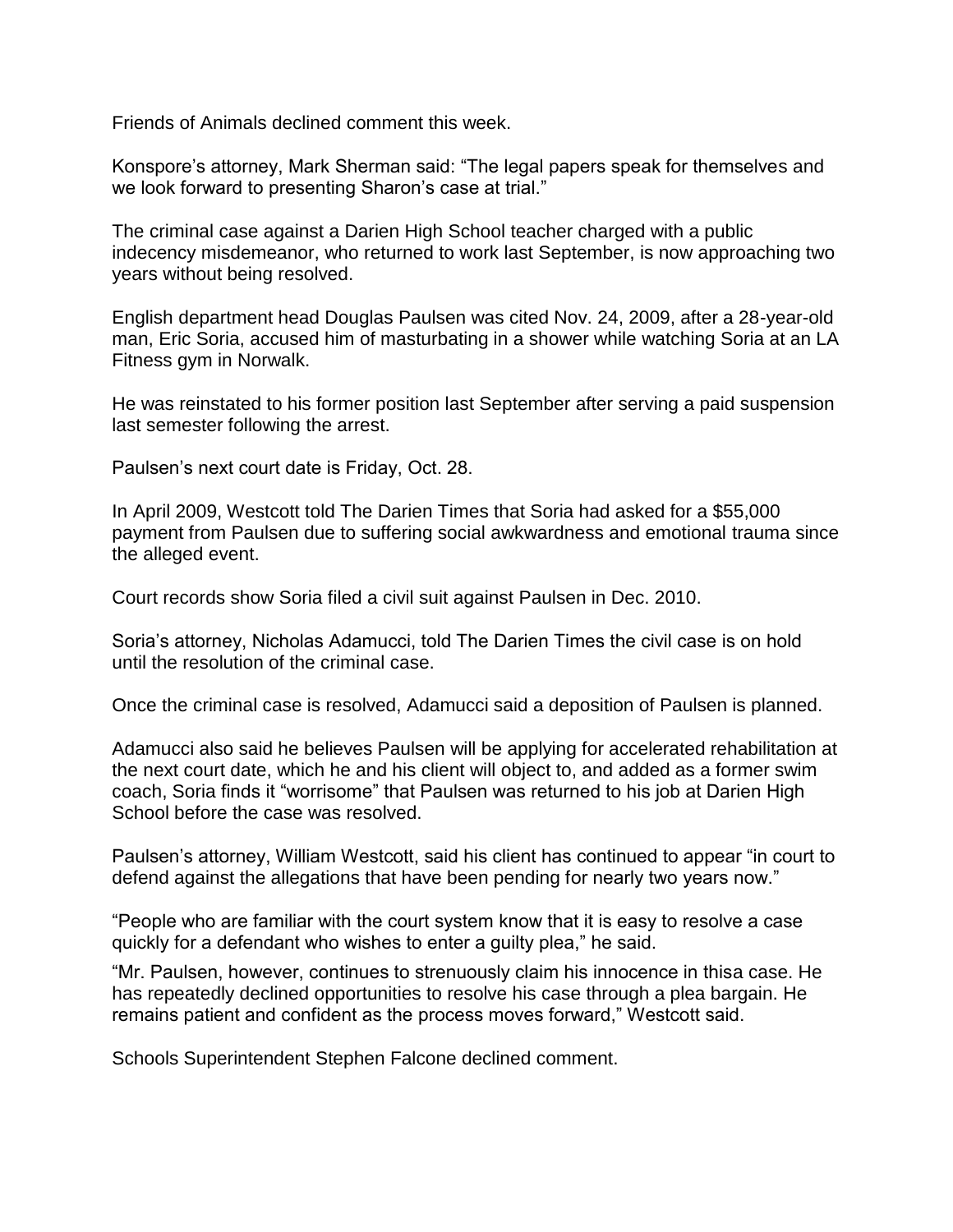Friends of Animals declined comment this week.

Konspore's attorney, Mark Sherman said: "The legal papers speak for themselves and we look forward to presenting Sharon's case at trial."

The criminal case against a Darien High School teacher charged with a public indecency misdemeanor, who returned to work last September, is now approaching two years without being resolved.

English department head Douglas Paulsen was cited Nov. 24, 2009, after a 28-year-old man, Eric Soria, accused him of masturbating in a shower while watching Soria at an LA Fitness gym in Norwalk.

He was reinstated to his former position last September after serving a paid suspension last semester following the arrest.

Paulsen's next court date is Friday, Oct. 28.

In April 2009, Westcott told The Darien Times that Soria had asked for a $55,000 payment from Paulsen due to suffering social awkwardness and emotional trauma since the alleged event.

Court records show Soria filed a civil suit against Paulsen in Dec. 2010.

Soria's attorney, Nicholas Adamucci, told The Darien Times the civil case is on hold until the resolution of the criminal case.

Once the criminal case is resolved, Adamucci said a deposition of Paulsen is planned.

Adamucci also said he believes Paulsen will be applying for accelerated rehabilitation at the next court date, which he and his client will object to, and added as a former swim coach, Soria finds it "worrisome" that Paulsen was returned to his job at Darien High School before the case was resolved.

Paulsen's attorney, William Westcott, said his client has continued to appear "in court to defend against the allegations that have been pending for nearly two years now."

"People who are familiar with the court system know that it is easy to resolve a case quickly for a defendant who wishes to enter a guilty plea," he said.

"Mr. Paulsen, however, continues to strenuously claim his innocence in thisa case. He has repeatedly declined opportunities to resolve his case through a plea bargain. He remains patient and confident as the process moves forward," Westcott said.

Schools Superintendent Stephen Falcone declined comment.